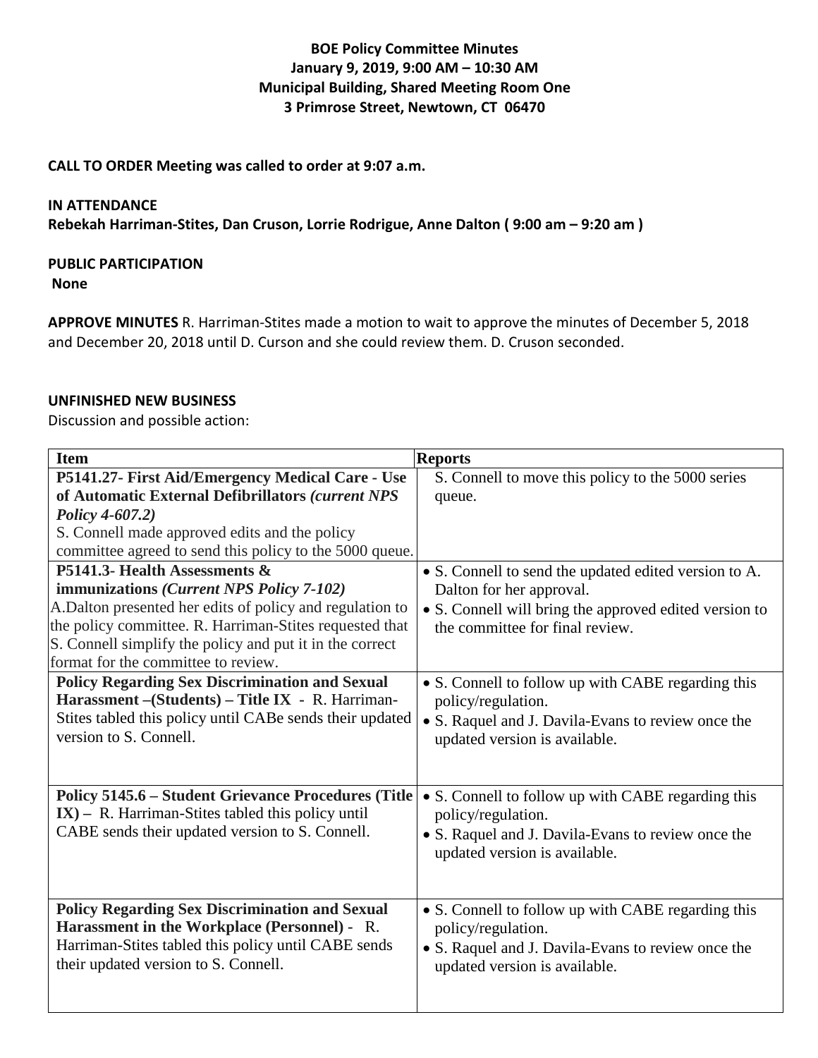**BOE Policy Committee Minutes**
**January 9, 2019, 9:00 AM – 10:30 AM**
**Municipal Building, Shared Meeting Room One**
**3 Primrose Street, Newtown, CT 06470**

**CALL TO ORDER Meeting was called to order at 9:07 a.m.**

**IN ATTENDANCE**
**Rebekah Harriman-Stites, Dan Cruson, Lorrie Rodrigue, Anne Dalton ( 9:00 am – 9:20 am )**

**PUBLIC PARTICIPATION**
**None**

**APPROVE MINUTES** R. Harriman-Stites made a motion to wait to approve the minutes of December 5, 2018 and December 20, 2018 until D. Curson and she could review them. D. Cruson seconded.

**UNFINISHED NEW BUSINESS**
Discussion and possible action:

| **Item** | **Reports** |
|---|---|
| **P5141.27- First Aid/Emergency Medical Care - Use of Automatic External Defibrillators** ***(current NPS Policy 4-607.2)*** S. Connell made approved edits and the policy committee agreed to send this policy to the 5000 queue. | S. Connell to move this policy to the 5000 series queue. |
| **P5141.3- Health Assessments & immunizations** ***(Current NPS Policy 7-102)*** A.Dalton presented her edits of policy and regulation to the policy committee. R. Harriman-Stites requested that S. Connell simplify the policy and put it in the correct format for the committee to review. | • S. Connell to send the updated edited version to A. Dalton for her approval. • S. Connell will bring the approved edited version to the committee for final review. |
| **Policy Regarding Sex Discrimination and Sexual Harassment –(Students) – Title IX** - R. Harriman-Stites tabled this policy until CABe sends their updated version to S. Connell. | • S. Connell to follow up with CABE regarding this policy/regulation. • S. Raquel and J. Davila-Evans to review once the updated version is available. |
| **Policy 5145.6 – Student Grievance Procedures (Title IX) –** R. Harriman-Stites tabled this policy until CABE sends their updated version to S. Connell. | • S. Connell to follow up with CABE regarding this policy/regulation. • S. Raquel and J. Davila-Evans to review once the updated version is available. |
| **Policy Regarding Sex Discrimination and Sexual Harassment in the Workplace (Personnel)** - R. Harriman-Stites tabled this policy until CABE sends their updated version to S. Connell. | • S. Connell to follow up with CABE regarding this policy/regulation. • S. Raquel and J. Davila-Evans to review once the updated version is available. |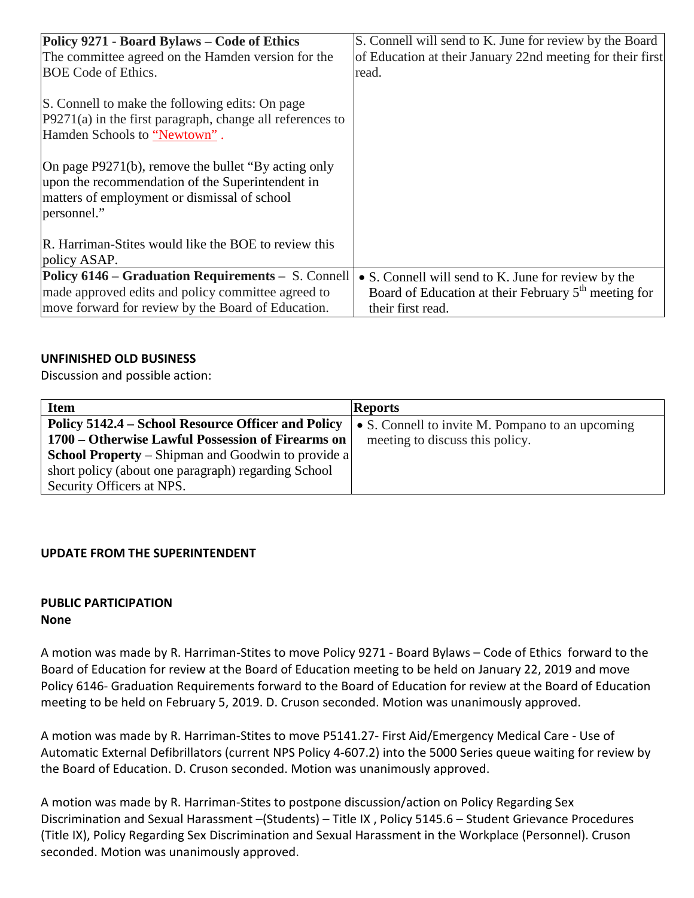| | |
|---|---|
| **Policy 9271 - Board Bylaws – Code of Ethics**<br>The committee agreed on the Hamden version for the BOE Code of Ethics.<br><br>S. Connell to make the following edits: On page P9271(a) in the first paragraph, change all references to Hamden Schools to "Newtown" .<br><br>On page P9271(b), remove the bullet "By acting only upon the recommendation of the Superintendent in matters of employment or dismissal of school personnel."<br><br>R. Harriman-Stites would like the BOE to review this policy ASAP. | S. Connell will send to K. June for review by the Board of Education at their January 22nd meeting for their first read. |
| **Policy 6146 – Graduation Requirements –** S. Connell made approved edits and policy committee agreed to move forward for review by the Board of Education. | • S. Connell will send to K. June for review by the Board of Education at their February 5th meeting for their first read. |

**UNFINISHED OLD BUSINESS**

Discussion and possible action:

| **Item** | **Reports** |
|---|---|
| **Policy 5142.4 – School Resource Officer and Policy 1700 – Otherwise Lawful Possession of Firearms on School Property** – Shipman and Goodwin to provide a short policy (about one paragraph) regarding School Security Officers at NPS. | • S. Connell to invite M. Pompano to an upcoming meeting to discuss this policy. |

**UPDATE FROM THE SUPERINTENDENT**

**PUBLIC PARTICIPATION**

**None**

A motion was made by R. Harriman-Stites to move Policy 9271 - Board Bylaws – Code of Ethics forward to the Board of Education for review at the Board of Education meeting to be held on January 22, 2019 and move Policy 6146- Graduation Requirements forward to the Board of Education for review at the Board of Education meeting to be held on February 5, 2019. D. Cruson seconded. Motion was unanimously approved.

A motion was made by R. Harriman-Stites to move P5141.27- First Aid/Emergency Medical Care - Use of Automatic External Defibrillators (current NPS Policy 4-607.2) into the 5000 Series queue waiting for review by the Board of Education. D. Cruson seconded. Motion was unanimously approved.

A motion was made by R. Harriman-Stites to postpone discussion/action on Policy Regarding Sex Discrimination and Sexual Harassment –(Students) – Title IX , Policy 5145.6 – Student Grievance Procedures (Title IX), Policy Regarding Sex Discrimination and Sexual Harassment in the Workplace (Personnel). Cruson seconded. Motion was unanimously approved.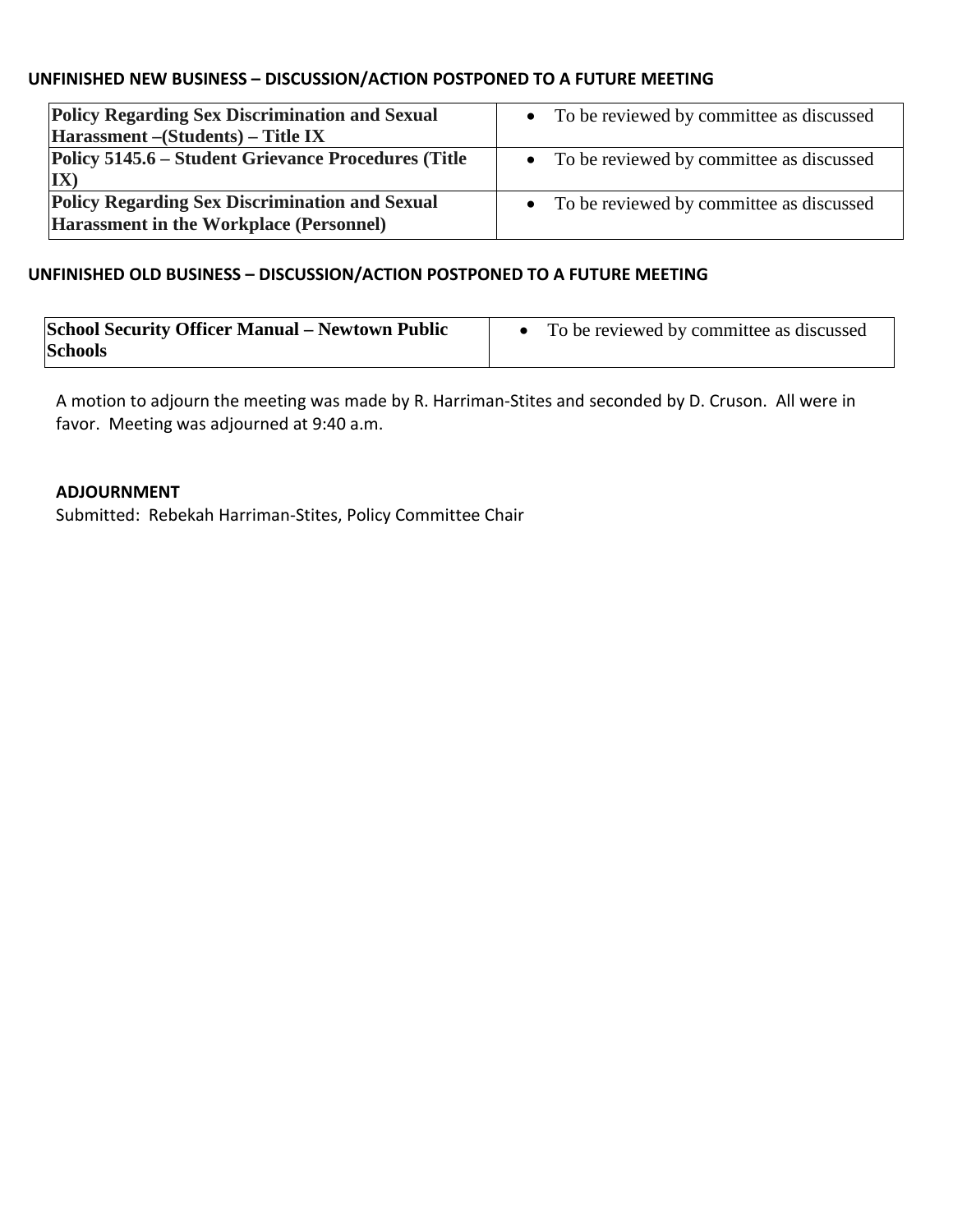**UNFINISHED NEW BUSINESS – DISCUSSION/ACTION POSTPONED TO A FUTURE MEETING**

| | |
|---|---|
| **Policy Regarding Sex Discrimination and Sexual Harassment –(Students) – Title IX** | • To be reviewed by committee as discussed |
| **Policy 5145.6 – Student Grievance Procedures (Title IX)** | • To be reviewed by committee as discussed |
| **Policy Regarding Sex Discrimination and Sexual Harassment in the Workplace (Personnel)** | • To be reviewed by committee as discussed |

**UNFINISHED OLD BUSINESS – DISCUSSION/ACTION POSTPONED TO A FUTURE MEETING**

| | |
|---|---|
| **School Security Officer Manual – Newtown Public Schools** | • To be reviewed by committee as discussed |

A motion to adjourn the meeting was made by R. Harriman-Stites and seconded by D. Cruson. All were in favor. Meeting was adjourned at 9:40 a.m.

**ADJOURNMENT**

Submitted: Rebekah Harriman-Stites, Policy Committee Chair